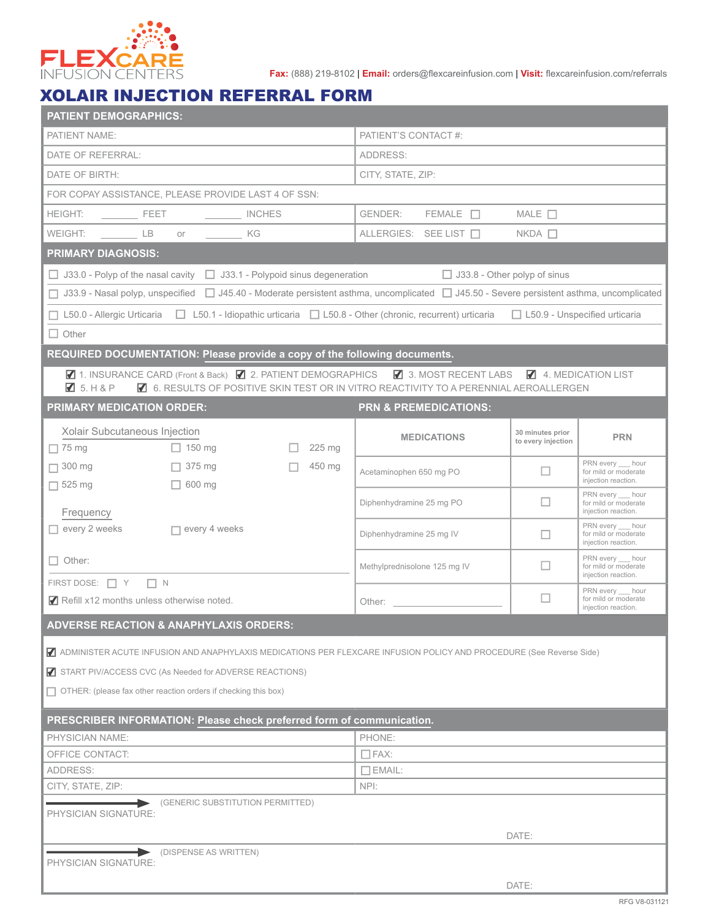FLEXCARE INFUSION CENTERS

**Fax:** (888) 219-8102 | **Email:** orders@flexcareinfusion.com | **Visit:** flexcareinfusion.com/referrals

# XOLAIR INJECTION REFERRAL FORM

## PATIENT DEMOGRAPHICS:

| | |
|---|---|
| PATIENT NAME: | PATIENT'S CONTACT #: |
| DATE OF REFERRAL: | ADDRESS: |
| DATE OF BIRTH: | CITY, STATE, ZIP: |
| FOR COPAY ASSISTANCE, PLEASE PROVIDE LAST 4 OF SSN: | |
| HEIGHT: ______ FEET ______ INCHES | GENDER: FEMALE ☐ MALE ☐ |
| WEIGHT: ______ LB or ______ KG | ALLERGIES: SEE LIST ☐ NKDA ☐ |

## PRIMARY DIAGNOSIS:

☐ J33.0 - Polyp of the nasal cavity ☐ J33.1 - Polypoid sinus degeneration ☐ J33.8 - Other polyp of sinus

☐ J33.9 - Nasal polyp, unspecified ☐ J45.40 - Moderate persistent asthma, uncomplicated ☐ J45.50 - Severe persistent asthma, uncomplicated

☐ L50.0 - Allergic Urticaria ☐ L50.1 - Idiopathic urticaria ☐ L50.8 - Other (chronic, recurrent) urticaria ☐ L50.9 - Unspecified urticaria

☐ Other

## REQUIRED DOCUMENTATION: Please provide a copy of the following documents.

☑ 1. INSURANCE CARD (Front & Back) ☑ 2. PATIENT DEMOGRAPHICS ☑ 3. MOST RECENT LABS ☑ 4. MEDICATION LIST

☑ 5. H & P ☑ 6. RESULTS OF POSITIVE SKIN TEST OR IN VITRO REACTIVITY TO A PERENNIAL AEROALLERGEN

## PRIMARY MEDICATION ORDER:

Xolair Subcutaneous Injection

☐ 75 mg ☐ 150 mg ☐ 225 mg

☐ 300 mg ☐ 375 mg ☐ 450 mg

☐ 525 mg ☐ 600 mg

Frequency

☐ every 2 weeks ☐ every 4 weeks

☐ Other: ______________________

FIRST DOSE: ☐ Y ☐ N

☑ Refill x12 months unless otherwise noted.

## PRN & PREMEDICATIONS:

| MEDICATIONS | 30 minutes prior to every injection | PRN |
|---|---|---|
| Acetaminophen 650 mg PO | ☐ | PRN every ___ hour for mild or moderate injection reaction. |
| Diphenhydramine 25 mg PO | ☐ | PRN every ___ hour for mild or moderate injection reaction. |
| Diphenhydramine 25 mg IV | ☐ | PRN every ___ hour for mild or moderate injection reaction. |
| Methylprednisolone 125 mg IV | ☐ | PRN every ___ hour for mild or moderate injection reaction. |
| Other: ______________ | ☐ | PRN every ___ hour for mild or moderate injection reaction. |

## ADVERSE REACTION & ANAPHYLAXIS ORDERS:

☑ ADMINISTER ACUTE INFUSION AND ANAPHYLAXIS MEDICATIONS PER FLEXCARE INFUSION POLICY AND PROCEDURE (See Reverse Side)

☑ START PIV/ACCESS CVC (As Needed for ADVERSE REACTIONS)

☐ OTHER: (please fax other reaction orders if checking this box)

## PRESCRIBER INFORMATION: Please check preferred form of communication.

| | |
|---|---|
| PHYSICIAN NAME: | PHONE: |
| OFFICE CONTACT: | ☐ FAX: |
| ADDRESS: | ☐ EMAIL: |
| CITY, STATE, ZIP: | NPI: |

(GENERIC SUBSTITUTION PERMITTED)

PHYSICIAN SIGNATURE: DATE:

(DISPENSE AS WRITTEN)

PHYSICIAN SIGNATURE: DATE:

RFG V8-031121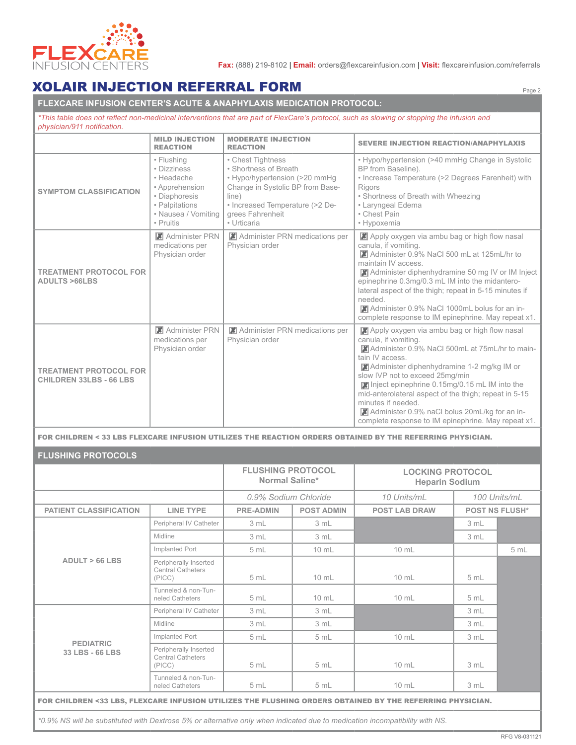# XOLAIR INJECTION REFERRAL FORM

## FLEXCARE INFUSION CENTER'S ACUTE & ANAPHYLAXIS MEDICATION PROTOCOL:

*\*This table does not reflect non-medicinal interventions that are part of FlexCare's protocol, such as slowing or stopping the infusion and physician/911 notification.*

| | MILD INJECTION REACTION | MODERATE INJECTION REACTION | SEVERE INJECTION REACTION/ANAPHYLAXIS |
|---|---|---|---|
| **SYMPTOM CLASSIFICATION** | • Flushing<br>• Dizziness<br>• Headache<br>• Apprehension<br>• Diaphoresis<br>• Palpitations<br>• Nausea / Vomiting<br>• Pruitis | • Chest Tightness<br>• Shortness of Breath<br>• Hypo/hypertension (>20 mmHg Change in Systolic BP from Baseline)<br>• Increased Temperature (>2 Degrees Fahrenheit)<br>• Urticaria | • Hypo/hypertension (>40 mmHg Change in Systolic BP from Baseline).<br>• Increase Temperature (>2 Degrees Farenheit) with Rigors<br>• Shortness of Breath with Wheezing<br>• Laryngeal Edema<br>• Chest Pain<br>• Hypoxemia |
| **TREATMENT PROTOCOL FOR ADULTS >66LBS** | ☒ Administer PRN medications per Physician order | ☒ Administer PRN medications per Physician order | ☒ Apply oxygen via ambu bag or high flow nasal canula, if vomiting.<br>☒ Administer 0.9% NaCl 500 mL at 125mL/hr to maintain IV access.<br>☒ Administer diphenhydramine 50 mg IV or IM Inject epinephrine 0.3mg/0.3 mL IM into the midantero-lateral aspect of the thigh; repeat in 5-15 minutes if needed.<br>☒ Administer 0.9% NaCl 1000mL bolus for an in-complete response to IM epinephrine. May repeat x1. |
| **TREATMENT PROTOCOL FOR CHILDREN 33LBS - 66 LBS** | ☒ Administer PRN medications per Physician order | ☒ Administer PRN medications per Physician order | ☒ Apply oxygen via ambu bag or high flow nasal canula, if vomiting.<br>☒ Administer 0.9% NaCl 500mL at 75mL/hr to maintain IV access.<br>☒ Administer diphenhydramine 1-2 mg/kg IM or slow IVP not to exceed 25mg/min<br>☒ Inject epinephrine 0.15mg/0.15 mL IM into the mid-anterolateral aspect of the thigh; repeat in 5-15 minutes if needed.<br>☒ Administer 0.9% naCl bolus 20mL/kg for an in-complete response to IM epinephrine. May repeat x1. |

**FOR CHILDREN < 33 LBS FLEXCARE INFUSION UTILIZES THE REACTION ORDERS OBTAINED BY THE REFERRING PHYSICIAN.**

## FLUSHING PROTOCOLS

| | | FLUSHING PROTOCOL Normal Saline* | | LOCKING PROTOCOL Heparin Sodium | | |
|---|---|---|---|---|---|---|
| | | *0.9% Sodium Chloride* | | *10 Units/mL* | *100 Units/mL* | |
| **PATIENT CLASSIFICATION** | **LINE TYPE** | **PRE-ADMIN** | **POST ADMIN** | **POST LAB DRAW** | **POST NS FLUSH*** | |
| **ADULT > 66 LBS** | Peripheral IV Catheter | 3 mL | 3 mL | | 3 mL | |
| | Midline | 3 mL | 3 mL | | 3 mL | |
| | Implanted Port | 5 mL | 10 mL | 10 mL | | 5 mL |
| | Peripherally Inserted Central Catheters (PICC) | 5 mL | 10 mL | 10 mL | 5 mL | |
| | Tunneled & non-Tunneled Catheters | 5 mL | 10 mL | 10 mL | 5 mL | |
| **PEDIATRIC 33 LBS - 66 LBS** | Peripheral IV Catheter | 3 mL | 3 mL | | 3 mL | |
| | Midline | 3 mL | 3 mL | | 3 mL | |
| | Implanted Port | 5 mL | 5 mL | 10 mL | 3 mL | |
| | Peripherally Inserted Central Catheters (PICC) | 5 mL | 5 mL | 10 mL | 3 mL | |
| | Tunneled & non-Tunneled Catheters | 5 mL | 5 mL | 10 mL | 3 mL | |

**FOR CHILDREN <33 LBS, FLEXCARE INFUSION UTILIZES THE FLUSHING ORDERS OBTAINED BY THE REFERRING PHYSICIAN.**

*\*0.9% NS will be substituted with Dextrose 5% or alternative only when indicated due to medication incompatibility with NS.*